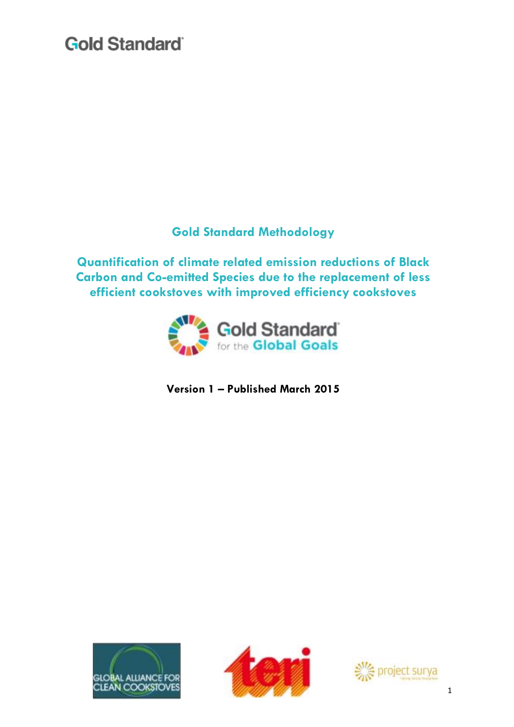Gold Standard

# Gold Standard Methodology

## Quantification of climate related emission reductions of Black Carbon and Co-emitted Species due to the replacement of less efficient cookstoves with improved efficiency cookstoves

Gold Standard for the Global Goals

**Version 1 – Published March 2015**

GLOBAL ALLIANCE FOR CLEAN COOKSTOVES

teri

project surya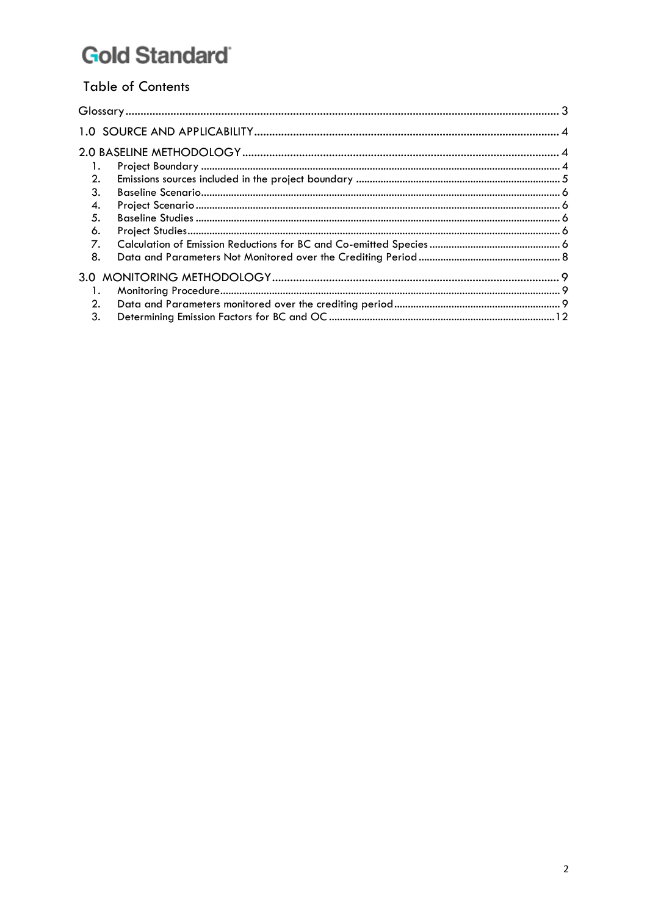# Gold Standard

## Table of Contents

Glossary ........................................................................ 3

1.0 SOURCE AND APPLICABILITY ........................................................................ 4

2.0 BASELINE METHODOLOGY ........................................................................ 4

1. Project Boundary ........................................................................ 4
2. Emissions sources included in the project boundary ........................................................................ 5
3. Baseline Scenario ........................................................................ 6
4. Project Scenario ........................................................................ 6
5. Baseline Studies ........................................................................ 6
6. Project Studies ........................................................................ 6
7. Calculation of Emission Reductions for BC and Co-emitted Species ........................................................................ 6
8. Data and Parameters Not Monitored over the Crediting Period ........................................................................ 8

3.0 MONITORING METHODOLOGY ........................................................................ 9

1. Monitoring Procedure ........................................................................ 9
2. Data and Parameters monitored over the crediting period ........................................................................ 9
3. Determining Emission Factors for BC and OC ........................................................................ 12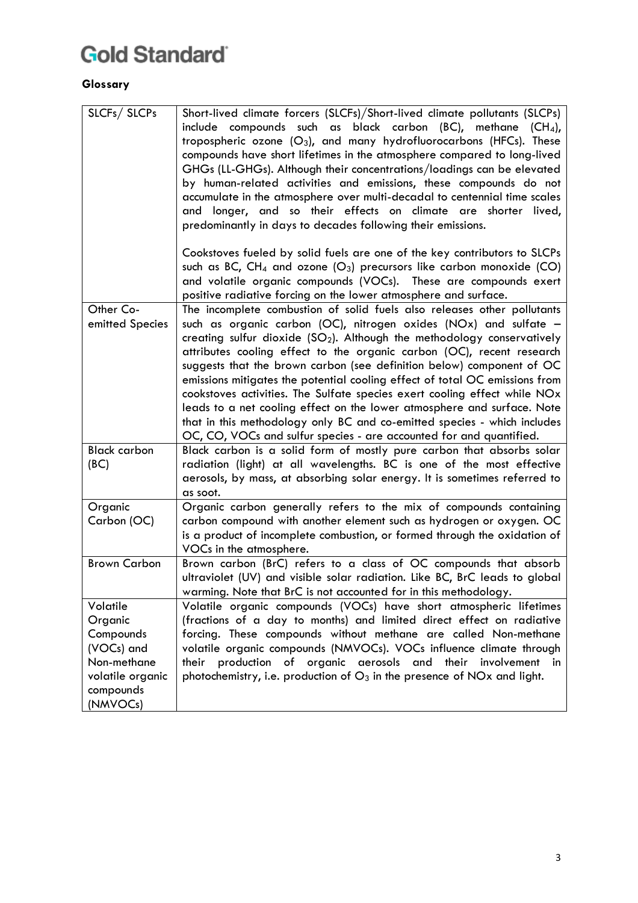**Glossary**

| | |
|---|---|
| SLCFs/ SLCPs | Short-lived climate forcers (SLCFs)/Short-lived climate pollutants (SLCPs) include compounds such as black carbon (BC), methane ($CH_4$), tropospheric ozone ($O_3$), and many hydrofluorocarbons (HFCs). These compounds have short lifetimes in the atmosphere compared to long-lived GHGs (LL-GHGs). Although their concentrations/loadings can be elevated by human-related activities and emissions, these compounds do not accumulate in the atmosphere over multi-decadal to centennial time scales and longer, and so their effects on climate are shorter lived, predominantly in days to decades following their emissions.<br><br>Cookstoves fueled by solid fuels are one of the key contributors to SLCPs such as BC, $CH_4$ and ozone ($O_3$) precursors like carbon monoxide (CO) and volatile organic compounds (VOCs). These are compounds exert positive radiative forcing on the lower atmosphere and surface. |
| Other Co-emitted Species | The incomplete combustion of solid fuels also releases other pollutants such as organic carbon (OC), nitrogen oxides (NOx) and sulfate – creating sulfur dioxide ($SO_2$). Although the methodology conservatively attributes cooling effect to the organic carbon (OC), recent research suggests that the brown carbon (see definition below) component of OC emissions mitigates the potential cooling effect of total OC emissions from cookstoves activities. The Sulfate species exert cooling effect while NOx leads to a net cooling effect on the lower atmosphere and surface. Note that in this methodology only BC and co-emitted species - which includes OC, CO, VOCs and sulfur species - are accounted for and quantified. |
| Black carbon (BC) | Black carbon is a solid form of mostly pure carbon that absorbs solar radiation (light) at all wavelengths. BC is one of the most effective aerosols, by mass, at absorbing solar energy. It is sometimes referred to as soot. |
| Organic Carbon (OC) | Organic carbon generally refers to the mix of compounds containing carbon compound with another element such as hydrogen or oxygen. OC is a product of incomplete combustion, or formed through the oxidation of VOCs in the atmosphere. |
| Brown Carbon | Brown carbon (BrC) refers to a class of OC compounds that absorb ultraviolet (UV) and visible solar radiation. Like BC, BrC leads to global warming. Note that BrC is not accounted for in this methodology. |
| Volatile Organic Compounds (VOCs) and Non-methane volatile organic compounds (NMVOCs) | Volatile organic compounds (VOCs) have short atmospheric lifetimes (fractions of a day to months) and limited direct effect on radiative forcing. These compounds without methane are called Non-methane volatile organic compounds (NMVOCs). VOCs influence climate through their production of organic aerosols and their involvement in photochemistry, i.e. production of $O_3$ in the presence of NOx and light. |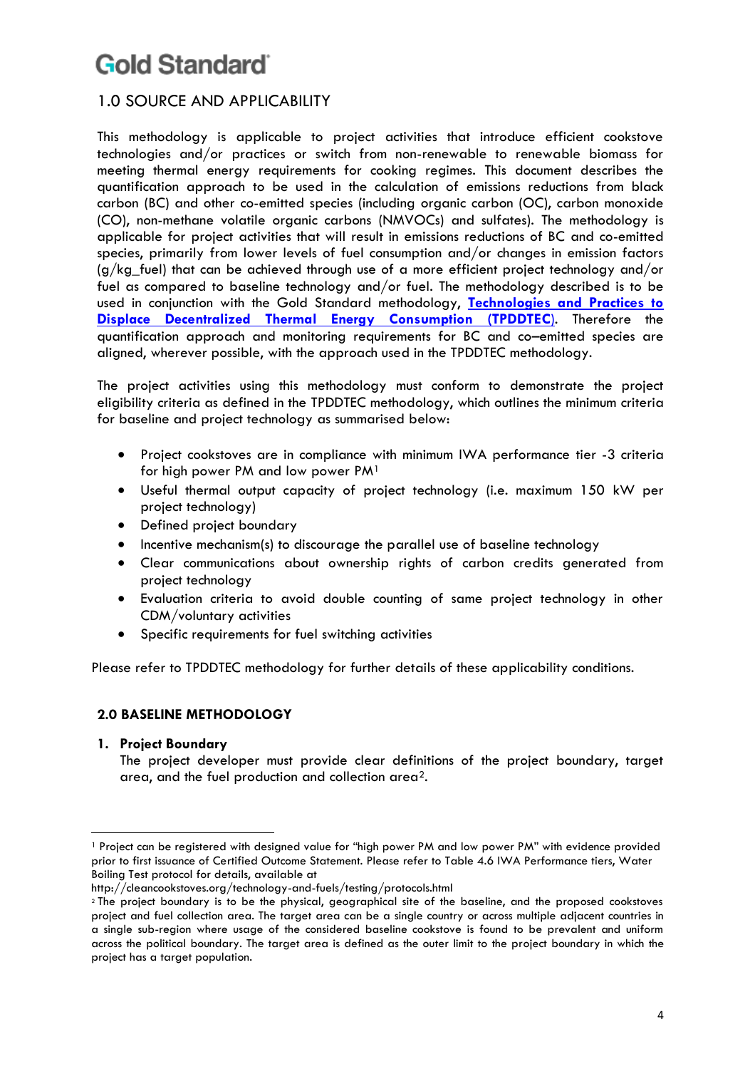## 1.0 SOURCE AND APPLICABILITY

This methodology is applicable to project activities that introduce efficient cookstove technologies and/or practices or switch from non-renewable to renewable biomass for meeting thermal energy requirements for cooking regimes. This document describes the quantification approach to be used in the calculation of emissions reductions from black carbon (BC) and other co-emitted species (including organic carbon (OC), carbon monoxide (CO), non-methane volatile organic carbons (NMVOCs) and sulfates). The methodology is applicable for project activities that will result in emissions reductions of BC and co-emitted species, primarily from lower levels of fuel consumption and/or changes in emission factors (g/kg_fuel) that can be achieved through use of a more efficient project technology and/or fuel as compared to baseline technology and/or fuel. The methodology described is to be used in conjunction with the Gold Standard methodology, **Technologies and Practices to Displace Decentralized Thermal Energy Consumption (TPDDTEC)**. Therefore the quantification approach and monitoring requirements for BC and co–emitted species are aligned, wherever possible, with the approach used in the TPDDTEC methodology.

The project activities using this methodology must conform to demonstrate the project eligibility criteria as defined in the TPDDTEC methodology, which outlines the minimum criteria for baseline and project technology as summarised below:

- Project cookstoves are in compliance with minimum IWA performance tier -3 criteria for high power PM and low power PM[1]
- Useful thermal output capacity of project technology (i.e. maximum 150 kW per project technology)
- Defined project boundary
- Incentive mechanism(s) to discourage the parallel use of baseline technology
- Clear communications about ownership rights of carbon credits generated from project technology
- Evaluation criteria to avoid double counting of same project technology in other CDM/voluntary activities
- Specific requirements for fuel switching activities

Please refer to TPDDTEC methodology for further details of these applicability conditions.

## 2.0 BASELINE METHODOLOGY

1. **Project Boundary**
   The project developer must provide clear definitions of the project boundary, target area, and the fuel production and collection area[2].

---

[1] Project can be registered with designed value for "high power PM and low power PM" with evidence provided prior to first issuance of Certified Outcome Statement. Please refer to Table 4.6 IWA Performance tiers, Water Boiling Test protocol for details, available at http://cleancookstoves.org/technology-and-fuels/testing/protocols.html

[2] The project boundary is to be the physical, geographical site of the baseline, and the proposed cookstoves project and fuel collection area. The target area can be a single country or across multiple adjacent countries in a single sub-region where usage of the considered baseline cookstove is found to be prevalent and uniform across the political boundary. The target area is defined as the outer limit to the project boundary in which the project has a target population.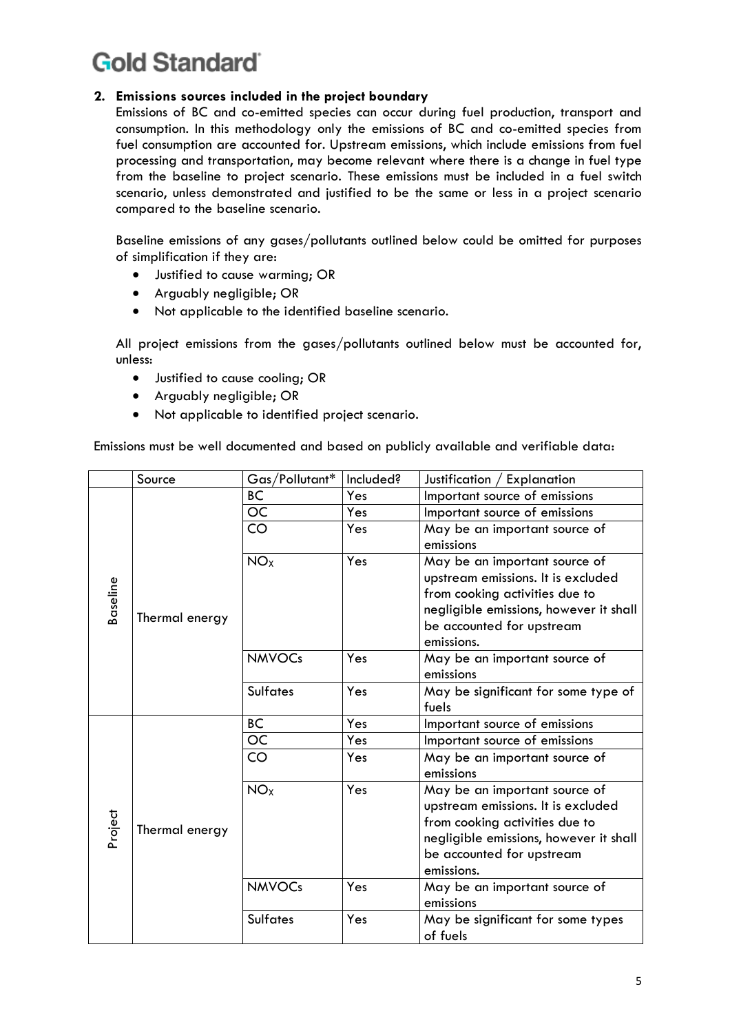## 2. Emissions sources included in the project boundary

Emissions of BC and co-emitted species can occur during fuel production, transport and consumption. In this methodology only the emissions of BC and co-emitted species from fuel consumption are accounted for. Upstream emissions, which include emissions from fuel processing and transportation, may become relevant where there is a change in fuel type from the baseline to project scenario. These emissions must be included in a fuel switch scenario, unless demonstrated and justified to be the same or less in a project scenario compared to the baseline scenario.

Baseline emissions of any gases/pollutants outlined below could be omitted for purposes of simplification if they are:

- Justified to cause warming; OR
- Arguably negligible; OR
- Not applicable to the identified baseline scenario.

All project emissions from the gases/pollutants outlined below must be accounted for, unless:

- Justified to cause cooling; OR
- Arguably negligible; OR
- Not applicable to identified project scenario.

Emissions must be well documented and based on publicly available and verifiable data:

| | Source | Gas/Pollutant* | Included? | Justification / Explanation |
|---|---|---|---|---|
| Baseline | Thermal energy | BC | Yes | Important source of emissions |
| | | OC | Yes | Important source of emissions |
| | | CO | Yes | May be an important source of emissions |
| | | $NO_X$ | Yes | May be an important source of upstream emissions. It is excluded from cooking activities due to negligible emissions, however it shall be accounted for upstream emissions. |
| | | NMVOCs | Yes | May be an important source of emissions |
| | | Sulfates | Yes | May be significant for some type of fuels |
| Project | Thermal energy | BC | Yes | Important source of emissions |
| | | OC | Yes | Important source of emissions |
| | | CO | Yes | May be an important source of emissions |
| | | $NO_X$ | Yes | May be an important source of upstream emissions. It is excluded from cooking activities due to negligible emissions, however it shall be accounted for upstream emissions. |
| | | NMVOCs | Yes | May be an important source of emissions |
| | | Sulfates | Yes | May be significant for some types of fuels |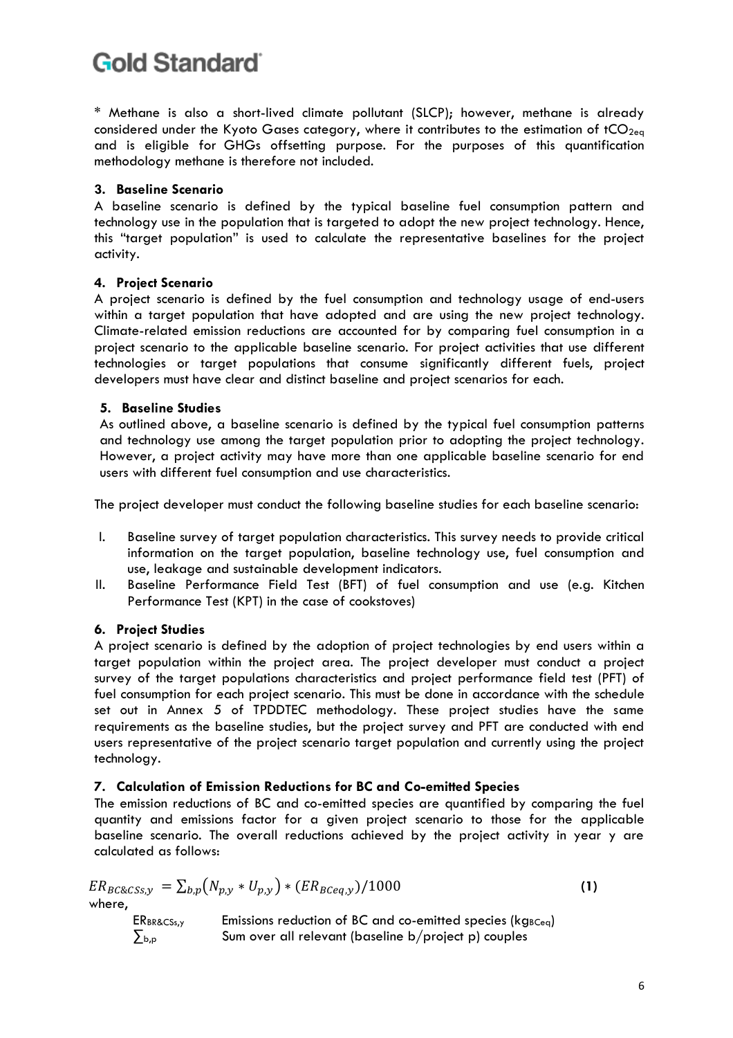\* Methane is also a short-lived climate pollutant (SLCP); however, methane is already considered under the Kyoto Gases category, where it contributes to the estimation of $tCO_{2eq}$ and is eligible for GHGs offsetting purpose. For the purposes of this quantification methodology methane is therefore not included.

### 3. Baseline Scenario

A baseline scenario is defined by the typical baseline fuel consumption pattern and technology use in the population that is targeted to adopt the new project technology. Hence, this "target population" is used to calculate the representative baselines for the project activity.

### 4. Project Scenario

A project scenario is defined by the fuel consumption and technology usage of end-users within a target population that have adopted and are using the new project technology. Climate-related emission reductions are accounted for by comparing fuel consumption in a project scenario to the applicable baseline scenario. For project activities that use different technologies or target populations that consume significantly different fuels, project developers must have clear and distinct baseline and project scenarios for each.

### 5. Baseline Studies

As outlined above, a baseline scenario is defined by the typical fuel consumption patterns and technology use among the target population prior to adopting the project technology. However, a project activity may have more than one applicable baseline scenario for end users with different fuel consumption and use characteristics.

The project developer must conduct the following baseline studies for each baseline scenario:

I. Baseline survey of target population characteristics. This survey needs to provide critical information on the target population, baseline technology use, fuel consumption and use, leakage and sustainable development indicators.
II. Baseline Performance Field Test (BFT) of fuel consumption and use (e.g. Kitchen Performance Test (KPT) in the case of cookstoves)

### 6. Project Studies

A project scenario is defined by the adoption of project technologies by end users within a target population within the project area. The project developer must conduct a project survey of the target populations characteristics and project performance field test (PFT) of fuel consumption for each project scenario. This must be done in accordance with the schedule set out in Annex 5 of TPDDTEC methodology. These project studies have the same requirements as the baseline studies, but the project survey and PFT are conducted with end users representative of the project scenario target population and currently using the project technology.

### 7. Calculation of Emission Reductions for BC and Co-emitted Species

The emission reductions of BC and co-emitted species are quantified by comparing the fuel quantity and emissions factor for a given project scenario to those for the applicable baseline scenario. The overall reductions achieved by the project activity in year y are calculated as follows:

$$ER_{BC\&CSs,y} = \sum_{b,p}\left(N_{p,y} * U_{p,y}\right) * \left(ER_{BCeq,y}\right)/1000 \qquad \textbf{(1)}$$

where,

| | |
|---|---|
| $ER_{BR\&CSs,y}$ | Emissions reduction of BC and co-emitted species ($kg_{BCeq}$) |
| $\sum_{b,p}$ | Sum over all relevant (baseline b/project p) couples |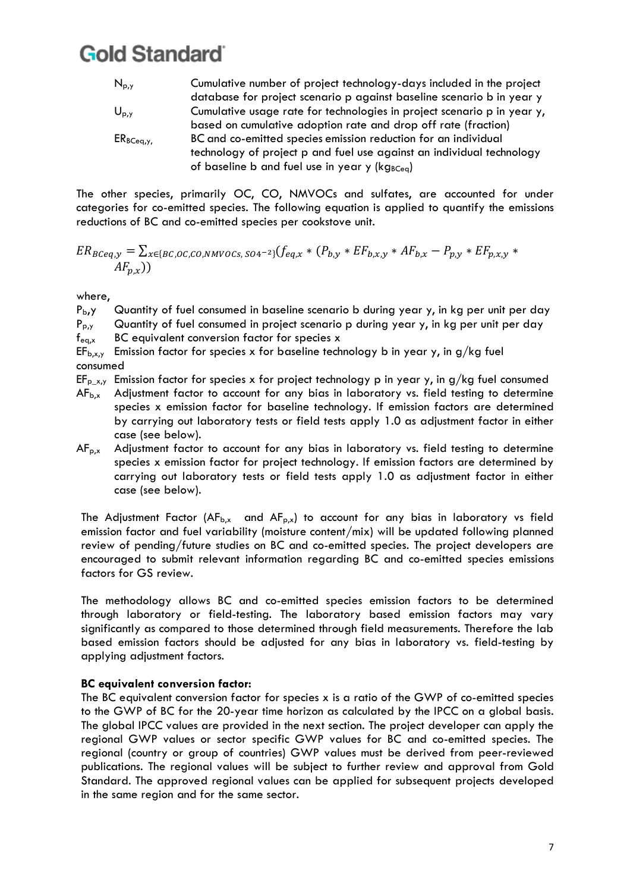$N_{p,y}$ Cumulative number of project technology-days included in the project database for project scenario p against baseline scenario b in year y

$U_{p,y}$ Cumulative usage rate for technologies in project scenario p in year y, based on cumulative adoption rate and drop off rate (fraction)

$ER_{BCeq,y,}$ BC and co-emitted species emission reduction for an individual technology of project p and fuel use against an individual technology of baseline b and fuel use in year y ($kg_{BCeq}$)

The other species, primarily OC, CO, NMVOCs and sulfates, are accounted for under categories for co-emitted species. The following equation is applied to quantify the emissions reductions of BC and co-emitted species per cookstove unit.

$$ER_{BCeq,y} = \sum_{x \in \{BC, OC, CO, NMVOCs, SO4^{-2}\}} (f_{eq,x} * (P_{b,y} * EF_{b,x,y} * AF_{b,x} - P_{p,y} * EF_{p,x,y} * AF_{p,x}))$$

where,

$P_{b,y}$ Quantity of fuel consumed in baseline scenario b during year y, in kg per unit per day

$P_{p,y}$ Quantity of fuel consumed in project scenario p during year y, in kg per unit per day

$f_{eq,x}$ BC equivalent conversion factor for species x

$EF_{b,x,y}$ Emission factor for species x for baseline technology b in year y, in g/kg fuel consumed

$EF_{p\_x,y}$ Emission factor for species x for project technology p in year y, in g/kg fuel consumed

$AF_{b,x}$ Adjustment factor to account for any bias in laboratory vs. field testing to determine species x emission factor for baseline technology. If emission factors are determined by carrying out laboratory tests or field tests apply 1.0 as adjustment factor in either case (see below).

$AF_{p,x}$ Adjustment factor to account for any bias in laboratory vs. field testing to determine species x emission factor for project technology. If emission factors are determined by carrying out laboratory tests or field tests apply 1.0 as adjustment factor in either case (see below).

The Adjustment Factor ($AF_{b,x}$ and $AF_{p,x}$) to account for any bias in laboratory vs field emission factor and fuel variability (moisture content/mix) will be updated following planned review of pending/future studies on BC and co-emitted species. The project developers are encouraged to submit relevant information regarding BC and co-emitted species emissions factors for GS review.

The methodology allows BC and co-emitted species emission factors to be determined through laboratory or field-testing. The laboratory based emission factors may vary significantly as compared to those determined through field measurements. Therefore the lab based emission factors should be adjusted for any bias in laboratory vs. field-testing by applying adjustment factors.

**BC equivalent conversion factor:**

The BC equivalent conversion factor for species x is a ratio of the GWP of co-emitted species to the GWP of BC for the 20-year time horizon as calculated by the IPCC on a global basis. The global IPCC values are provided in the next section. The project developer can apply the regional GWP values or sector specific GWP values for BC and co-emitted species. The regional (country or group of countries) GWP values must be derived from peer-reviewed publications. The regional values will be subject to further review and approval from Gold Standard. The approved regional values can be applied for subsequent projects developed in the same region and for the same sector.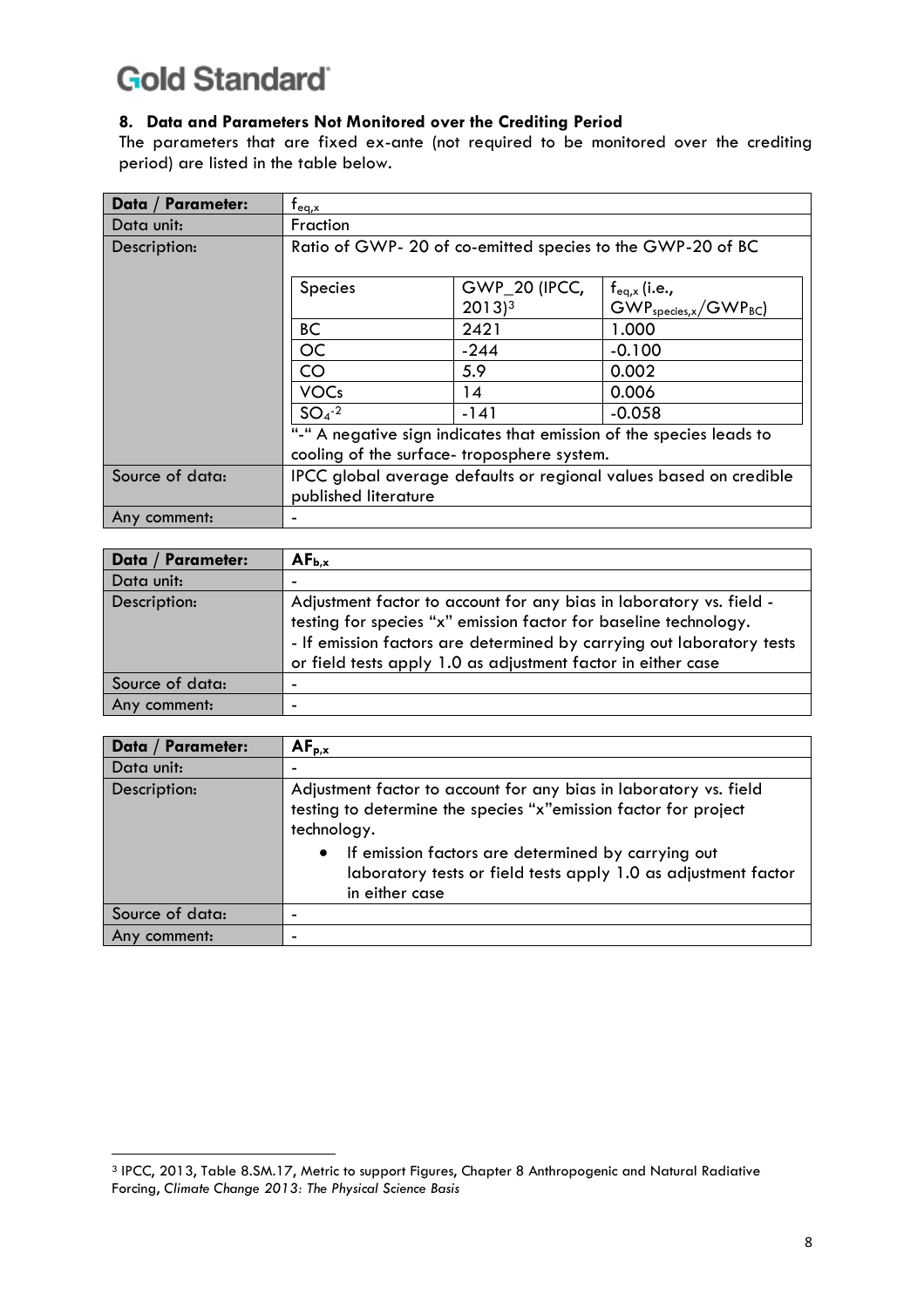## 8. Data and Parameters Not Monitored over the Crediting Period

The parameters that are fixed ex-ante (not required to be monitored over the crediting period) are listed in the table below.

| Data / Parameter: | $f_{eq,x}$ |
|---|---|
| Data unit: | Fraction |
| Description: | Ratio of GWP- 20 of co-emitted species to the GWP-20 of BC<br><br>Species \| GWP_20 (IPCC, 2013)[3] \| $f_{eq,x}$ (i.e., $GWP_{species,x}/GWP_{BC}$)<br>BC \| 2421 \| 1.000<br>OC \| -244 \| -0.100<br>CO \| 5.9 \| 0.002<br>VOCs \| 14 \| 0.006<br>$SO_4^{-2}$ \| -141 \| -0.058<br><br>"-" A negative sign indicates that emission of the species leads to cooling of the surface- troposphere system. |
| Source of data: | IPCC global average defaults or regional values based on credible published literature |
| Any comment: | - |

| Species | GWP_20 (IPCC, 2013)[3] | $f_{eq,x}$ (i.e., $GWP_{species,x}/GWP_{BC}$) |
|---|---|---|
| BC | 2421 | 1.000 |
| OC | -244 | -0.100 |
| CO | 5.9 | 0.002 |
| VOCs | 14 | 0.006 |
| $SO_4^{-2}$ | -141 | -0.058 |

| Data / Parameter: | $AF_{b,x}$ |
|---|---|
| Data unit: | - |
| Description: | Adjustment factor to account for any bias in laboratory vs. field - testing for species "x" emission factor for baseline technology.<br>- If emission factors are determined by carrying out laboratory tests or field tests apply 1.0 as adjustment factor in either case |
| Source of data: | - |
| Any comment: | - |

| Data / Parameter: | $AF_{p,x}$ |
|---|---|
| Data unit: | - |
| Description: | Adjustment factor to account for any bias in laboratory vs. field testing to determine the species "x"emission factor for project technology.<br>• If emission factors are determined by carrying out laboratory tests or field tests apply 1.0 as adjustment factor in either case |
| Source of data: | - |
| Any comment: | - |

[3] IPCC, 2013, Table 8.SM.17, Metric to support Figures, Chapter 8 Anthropogenic and Natural Radiative Forcing, *Climate Change 2013: The Physical Science Basis*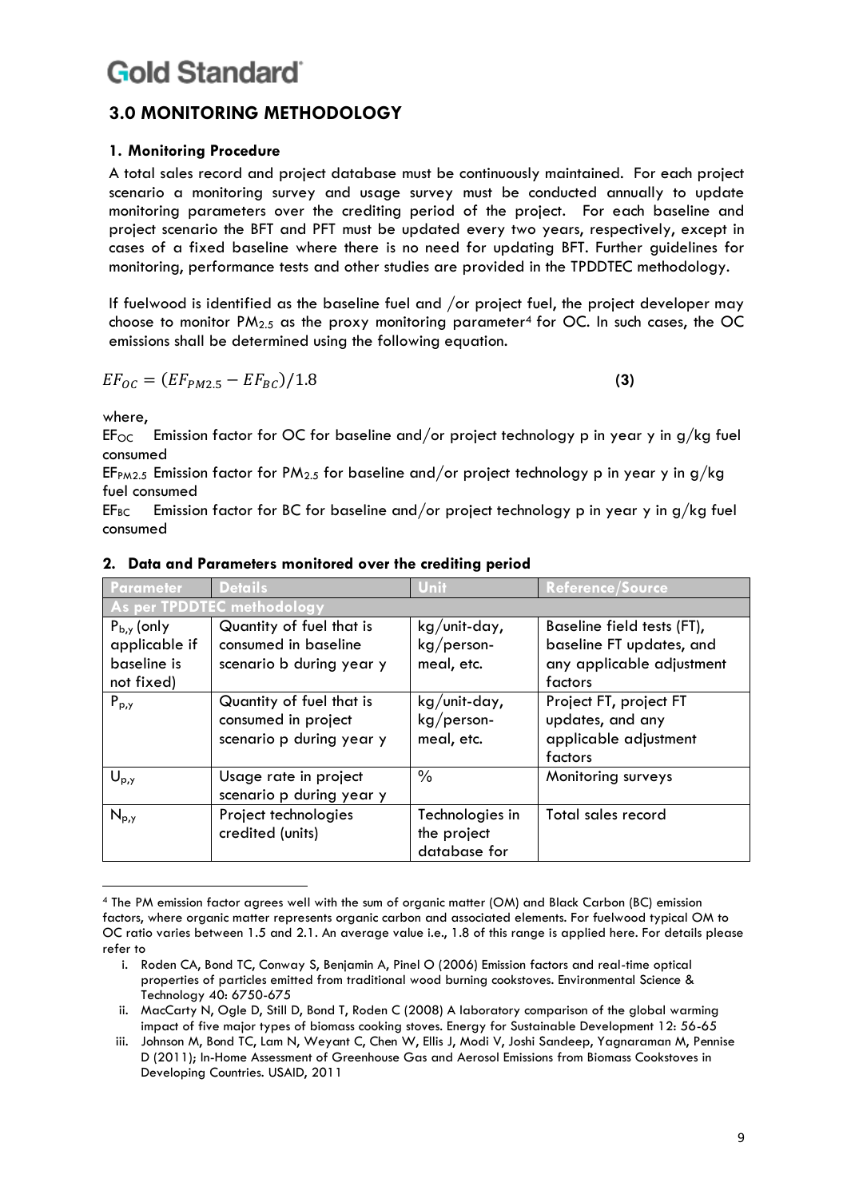## 3.0 MONITORING METHODOLOGY

### 1. Monitoring Procedure

A total sales record and project database must be continuously maintained. For each project scenario a monitoring survey and usage survey must be conducted annually to update monitoring parameters over the crediting period of the project. For each baseline and project scenario the BFT and PFT must be updated every two years, respectively, except in cases of a fixed baseline where there is no need for updating BFT. Further guidelines for monitoring, performance tests and other studies are provided in the TPDDTEC methodology.

If fuelwood is identified as the baseline fuel and /or project fuel, the project developer may choose to monitor $PM_{2.5}$ as the proxy monitoring parameter[4] for OC. In such cases, the OC emissions shall be determined using the following equation.

$$EF_{OC} = (EF_{PM2.5} - EF_{BC})/1.8 \tag{3}$$

where,

$EF_{OC}$ Emission factor for OC for baseline and/or project technology p in year y in g/kg fuel consumed

$EF_{PM2.5}$ Emission factor for $PM_{2.5}$ for baseline and/or project technology p in year y in g/kg fuel consumed

$EF_{BC}$ Emission factor for BC for baseline and/or project technology p in year y in g/kg fuel consumed

### 2. Data and Parameters monitored over the crediting period

| Parameter | Details | Unit | Reference/Source |
|---|---|---|---|
| As per TPDDTEC methodology | | | |
| $P_{b,y}$ (only applicable if baseline is not fixed) | Quantity of fuel that is consumed in baseline scenario b during year y | kg/unit-day, kg/person-meal, etc. | Baseline field tests (FT), baseline FT updates, and any applicable adjustment factors |
| $P_{p,y}$ | Quantity of fuel that is consumed in project scenario p during year y | kg/unit-day, kg/person-meal, etc. | Project FT, project FT updates, and any applicable adjustment factors |
| $U_{p,y}$ | Usage rate in project scenario p during year y | % | Monitoring surveys |
| $N_{p,y}$ | Project technologies credited (units) | Technologies in the project database for | Total sales record |

[4] The PM emission factor agrees well with the sum of organic matter (OM) and Black Carbon (BC) emission factors, where organic matter represents organic carbon and associated elements. For fuelwood typical OM to OC ratio varies between 1.5 and 2.1. An average value i.e., 1.8 of this range is applied here. For details please refer to

i. Roden CA, Bond TC, Conway S, Benjamin A, Pinel O (2006) Emission factors and real-time optical properties of particles emitted from traditional wood burning cookstoves. Environmental Science & Technology 40: 6750-675

ii. MacCarty N, Ogle D, Still D, Bond T, Roden C (2008) A laboratory comparison of the global warming impact of five major types of biomass cooking stoves. Energy for Sustainable Development 12: 56-65

iii. Johnson M, Bond TC, Lam N, Weyant C, Chen W, Ellis J, Modi V, Joshi Sandeep, Yagnaraman M, Pennise D (2011); In-Home Assessment of Greenhouse Gas and Aerosol Emissions from Biomass Cookstoves in Developing Countries. USAID, 2011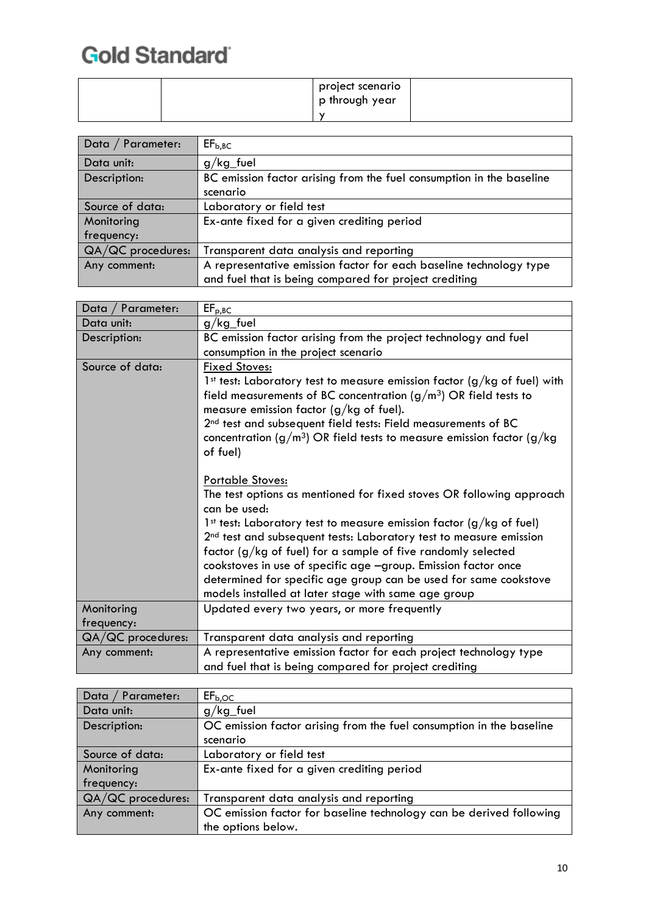| | | project scenario p through year y | |
|---|---|---|---|

| Data / Parameter: | $EF_{b,BC}$ |
|---|---|
| Data unit: | g/kg_fuel |
| Description: | BC emission factor arising from the fuel consumption in the baseline scenario |
| Source of data: | Laboratory or field test |
| Monitoring frequency: | Ex-ante fixed for a given crediting period |
| QA/QC procedures: | Transparent data analysis and reporting |
| Any comment: | A representative emission factor for each baseline technology type and fuel that is being compared for project crediting |

| Data / Parameter: | $EF_{p,BC}$ |
|---|---|
| Data unit: | g/kg_fuel |
| Description: | BC emission factor arising from the project technology and fuel consumption in the project scenario |
| Source of data: | Fixed Stoves:<br>1st test: Laboratory test to measure emission factor (g/kg of fuel) with field measurements of BC concentration ($g/m^3$) OR field tests to measure emission factor (g/kg of fuel).<br>2nd test and subsequent field tests: Field measurements of BC concentration ($g/m^3$) OR field tests to measure emission factor (g/kg of fuel)<br><br>Portable Stoves:<br>The test options as mentioned for fixed stoves OR following approach can be used:<br>1st test: Laboratory test to measure emission factor (g/kg of fuel)<br>2nd test and subsequent tests: Laboratory test to measure emission factor (g/kg of fuel) for a sample of five randomly selected cookstoves in use of specific age –group. Emission factor once determined for specific age group can be used for same cookstove models installed at later stage with same age group |
| Monitoring frequency: | Updated every two years, or more frequently |
| QA/QC procedures: | Transparent data analysis and reporting |
| Any comment: | A representative emission factor for each project technology type and fuel that is being compared for project crediting |

| Data / Parameter: | $EF_{b,OC}$ |
|---|---|
| Data unit: | g/kg_fuel |
| Description: | OC emission factor arising from the fuel consumption in the baseline scenario |
| Source of data: | Laboratory or field test |
| Monitoring frequency: | Ex-ante fixed for a given crediting period |
| QA/QC procedures: | Transparent data analysis and reporting |
| Any comment: | OC emission factor for baseline technology can be derived following the options below. |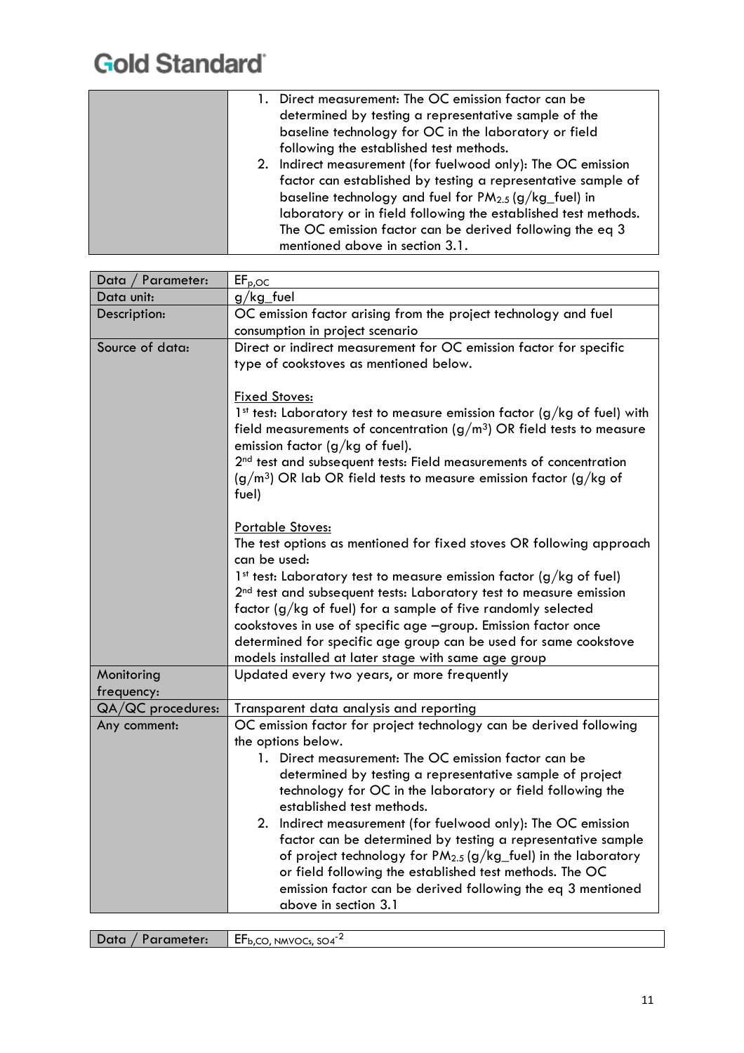| | |
|---|---|
| | 1. Direct measurement: The OC emission factor can be determined by testing a representative sample of the baseline technology for OC in the laboratory or field following the established test methods.<br>2. Indirect measurement (for fuelwood only): The OC emission factor can established by testing a representative sample of baseline technology and fuel for $PM_{2.5}$ (g/kg_fuel) in laboratory or in field following the established test methods. The OC emission factor can be derived following the eq 3 mentioned above in section 3.1. |

| | |
|---|---|
| Data / Parameter: | $EF_{p,OC}$ |
| Data unit: | g/kg_fuel |
| Description: | OC emission factor arising from the project technology and fuel consumption in project scenario |
| Source of data: | Direct or indirect measurement for OC emission factor for specific type of cookstoves as mentioned below.<br><br><u>Fixed Stoves:</u><br>1st test: Laboratory test to measure emission factor (g/kg of fuel) with field measurements of concentration (g/m$^3$) OR field tests to measure emission factor (g/kg of fuel).<br>2nd test and subsequent tests: Field measurements of concentration (g/m$^3$) OR lab OR field tests to measure emission factor (g/kg of fuel)<br><br><u>Portable Stoves:</u><br>The test options as mentioned for fixed stoves OR following approach can be used:<br>1st test: Laboratory test to measure emission factor (g/kg of fuel)<br>2nd test and subsequent tests: Laboratory test to measure emission factor (g/kg of fuel) for a sample of five randomly selected cookstoves in use of specific age –group. Emission factor once determined for specific age group can be used for same cookstove models installed at later stage with same age group |
| Monitoring frequency: | Updated every two years, or more frequently |
| QA/QC procedures: | Transparent data analysis and reporting |
| Any comment: | OC emission factor for project technology can be derived following the options below.<br>1. Direct measurement: The OC emission factor can be determined by testing a representative sample of project technology for OC in the laboratory or field following the established test methods.<br>2. Indirect measurement (for fuelwood only): The OC emission factor can be determined by testing a representative sample of project technology for $PM_{2.5}$ (g/kg_fuel) in the laboratory or field following the established test methods. The OC emission factor can be derived following the eq 3 mentioned above in section 3.1 |

| | |
|---|---|
| Data / Parameter: | $EF_{b,CO,\ NMVOCs,\ SO_4^{-2}}$ |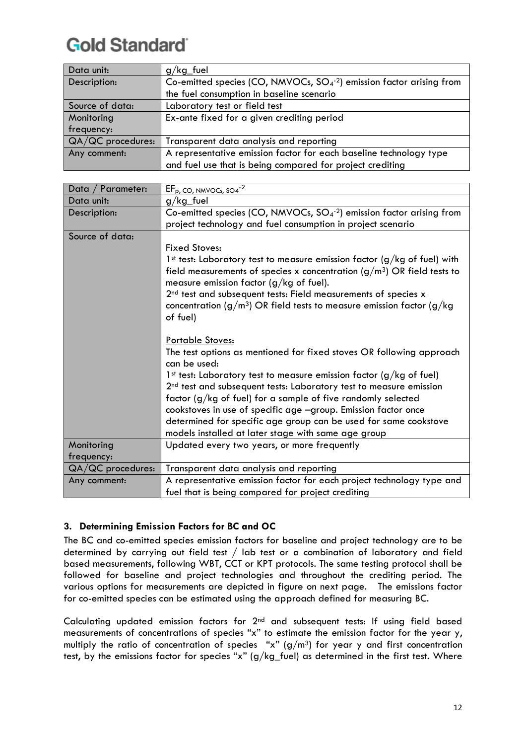| Data unit: | g/kg_fuel |
|---|---|
| Description: | Co-emitted species (CO, NMVOCs, $SO_4^{-2}$) emission factor arising from the fuel consumption in baseline scenario |
| Source of data: | Laboratory test or field test |
| Monitoring frequency: | Ex-ante fixed for a given crediting period |
| QA/QC procedures: | Transparent data analysis and reporting |
| Any comment: | A representative emission factor for each baseline technology type and fuel use that is being compared for project crediting |

| Data / Parameter: | $EF_{p, CO, NMVOCs, SO4^{-2}}$ |
|---|---|
| Data unit: | g/kg_fuel |
| Description: | Co-emitted species (CO, NMVOCs, $SO_4^{-2}$) emission factor arising from project technology and fuel consumption in project scenario |
| Source of data: | Fixed Stoves:<br>1st test: Laboratory test to measure emission factor (g/kg of fuel) with field measurements of species x concentration ($g/m^3$) OR field tests to measure emission factor (g/kg of fuel).<br>2nd test and subsequent tests: Field measurements of species x concentration ($g/m^3$) OR field tests to measure emission factor (g/kg of fuel)<br><br>Portable Stoves:<br>The test options as mentioned for fixed stoves OR following approach can be used:<br>1st test: Laboratory test to measure emission factor (g/kg of fuel)<br>2nd test and subsequent tests: Laboratory test to measure emission factor (g/kg of fuel) for a sample of five randomly selected cookstoves in use of specific age –group. Emission factor once determined for specific age group can be used for same cookstove models installed at later stage with same age group |
| Monitoring frequency: | Updated every two years, or more frequently |
| QA/QC procedures: | Transparent data analysis and reporting |
| Any comment: | A representative emission factor for each project technology type and fuel that is being compared for project crediting |

### 3. Determining Emission Factors for BC and OC

The BC and co-emitted species emission factors for baseline and project technology are to be determined by carrying out field test / lab test or a combination of laboratory and field based measurements, following WBT, CCT or KPT protocols. The same testing protocol shall be followed for baseline and project technologies and throughout the crediting period. The various options for measurements are depicted in figure on next page. The emissions factor for co-emitted species can be estimated using the approach defined for measuring BC.

Calculating updated emission factors for 2nd and subsequent tests: If using field based measurements of concentrations of species "x" to estimate the emission factor for the year y, multiply the ratio of concentration of species "x" ($g/m^3$) for year y and first concentration test, by the emissions factor for species "x" (g/kg_fuel) as determined in the first test. Where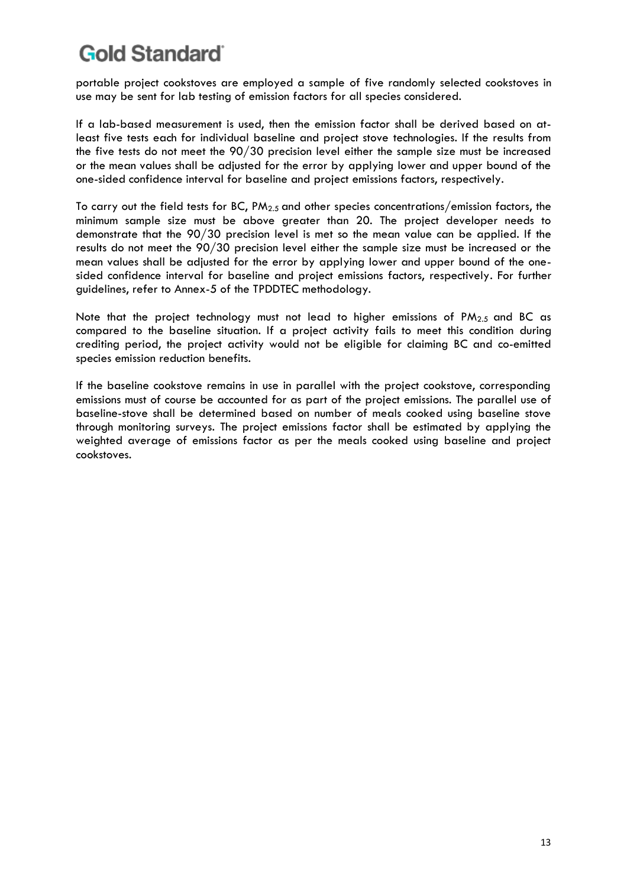portable project cookstoves are employed a sample of five randomly selected cookstoves in use may be sent for lab testing of emission factors for all species considered.

If a lab-based measurement is used, then the emission factor shall be derived based on at-least five tests each for individual baseline and project stove technologies. If the results from the five tests do not meet the 90/30 precision level either the sample size must be increased or the mean values shall be adjusted for the error by applying lower and upper bound of the one-sided confidence interval for baseline and project emissions factors, respectively.

To carry out the field tests for BC, $PM_{2.5}$ and other species concentrations/emission factors, the minimum sample size must be above greater than 20. The project developer needs to demonstrate that the 90/30 precision level is met so the mean value can be applied. If the results do not meet the 90/30 precision level either the sample size must be increased or the mean values shall be adjusted for the error by applying lower and upper bound of the one-sided confidence interval for baseline and project emissions factors, respectively. For further guidelines, refer to Annex-5 of the TPDDTEC methodology.

Note that the project technology must not lead to higher emissions of $PM_{2.5}$ and BC as compared to the baseline situation. If a project activity fails to meet this condition during crediting period, the project activity would not be eligible for claiming BC and co-emitted species emission reduction benefits.

If the baseline cookstove remains in use in parallel with the project cookstove, corresponding emissions must of course be accounted for as part of the project emissions. The parallel use of baseline-stove shall be determined based on number of meals cooked using baseline stove through monitoring surveys. The project emissions factor shall be estimated by applying the weighted average of emissions factor as per the meals cooked using baseline and project cookstoves.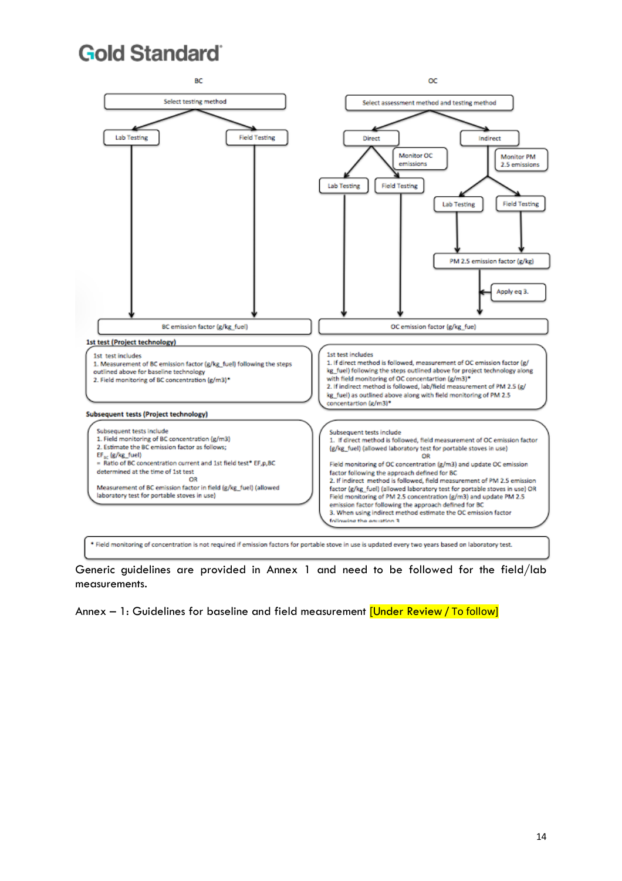BC

Select testing method

Lab Testing

Field Testing

BC emission factor (g/kg_fuel)

OC

Select assessment method and testing method

Direct

Indirect

Monitor OC emissions

Monitor PM 2.5 emissions

Lab Testing

Field Testing

Lab Testing

Field Testing

PM 2.5 emission factor (g/kg)

Apply eq 3.

OC emission factor (g/kg_fue)

**1st test (Project technology)**

1st test includes
1. Measurement of BC emission factor (g/kg_fuel) following the steps outlined above for baseline technology
2. Field monitoring of BC concentration (g/m3)*

1st test includes
1. If direct method is followed, measurement of OC emission factor (g/kg_fuel) following the steps outlined above for project technology along with field monitoring of OC concentartion (g/m3)*
2. If indirect method is followed, lab/field measurement of PM 2.5 (g/kg_fuel) as outlined above along with field monitoring of PM 2.5 concentration (g/m3)*

**Subsequent tests (Project technology)**

Subsequent tests include
1. Field monitoring of BC concentration (g/m3)
2. Estimate the BC emission factor as follows;
$EF_{BC}$ (g/kg_fuel)
= Ratio of BC concentration current and 1st field test* EF,p,BC determined at the time of 1st test
OR
Measurement of BC emission factor in field (g/kg_fuel) (allowed laboratory test for portable stoves in use)

Subsequent tests include
1. If direct method is followed, field measurement of OC emission factor (g/kg_fuel) (allowed laboratory test for portable stoves in use)
OR
Field monitoring of OC concentration (g/m3) and update OC emission factor following the approach defined for BC
2. If indirect method is followed, field measurement of PM 2.5 emission factor (g/kg_fuel) (allowed laboratory test for portable stoves in use) OR Field monitoring of PM 2.5 concentration (g/m3) and update PM 2.5 emission factor following the approach defined for BC
3. When using indirect method estimate the OC emission factor following the equation 3

* Field monitoring of concentration is not required if emission factors for portable stove in use is updated every two years based on laboratory test.

Generic guidelines are provided in Annex 1 and need to be followed for the field/lab measurements.

Annex – 1: Guidelines for baseline and field measurement [Under Review / To follow]